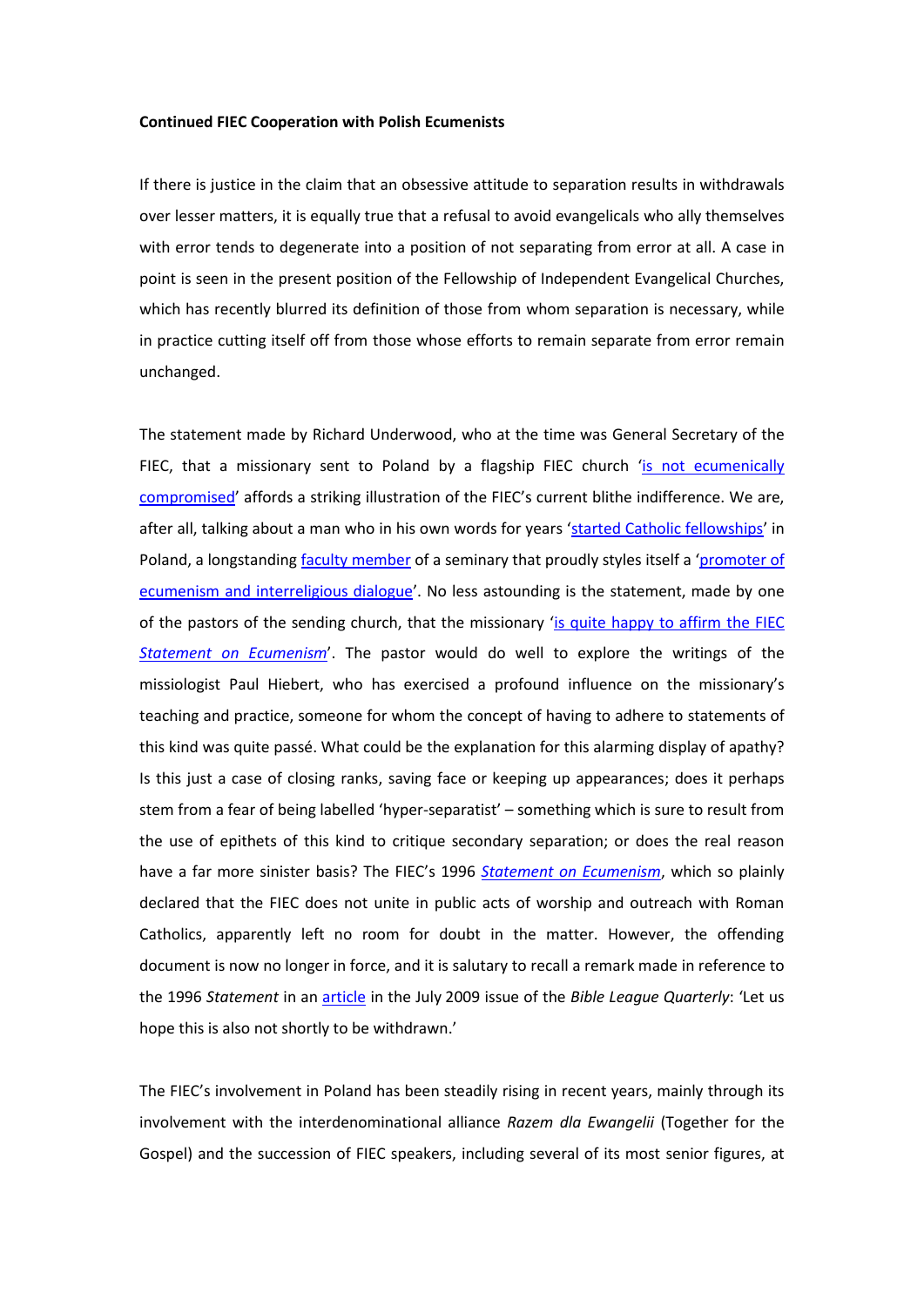**Continued FIEC Cooperation with Polish Ecumenists**

If there is justice in the claim that an obsessive attitude to separation results in withdrawals over lesser matters, it is equally true that a refusal to avoid evangelicals who ally themselves with error tends to degenerate into a position of not separating from error at all. A case in point is seen in the present position of the Fellowship of Independent Evangelical Churches, which has recently blurred its definition of those from whom separation is necessary, while in practice cutting itself off from those whose efforts to remain separate from error remain unchanged.

The statement made by Richard Underwood, who at the time was General Secretary of the FIEC, that a missionary sent to Poland by a flagship FIEC church 'is not ecumenically compromised' affords a striking illustration of the FIEC's current blithe indifference. We are, after all, talking about a man who in his own words for years 'started Catholic fellowships' in Poland, a longstanding faculty member of a seminary that proudly styles itself a 'promoter of ecumenism and interreligious dialogue'. No less astounding is the statement, made by one of the pastors of the sending church, that the missionary 'is quite happy to affirm the FIEC *Statement on Ecumenism*'. The pastor would do well to explore the writings of the missiologist Paul Hiebert, who has exercised a profound influence on the missionary's teaching and practice, someone for whom the concept of having to adhere to statements of this kind was quite passé. What could be the explanation for this alarming display of apathy? Is this just a case of closing ranks, saving face or keeping up appearances; does it perhaps stem from a fear of being labelled 'hyper-separatist' – something which is sure to result from the use of epithets of this kind to critique secondary separation; or does the real reason have a far more sinister basis? The FIEC's 1996 *Statement on Ecumenism*, which so plainly declared that the FIEC does not unite in public acts of worship and outreach with Roman Catholics, apparently left no room for doubt in the matter. However, the offending document is now no longer in force, and it is salutary to recall a remark made in reference to the 1996 *Statement* in an article in the July 2009 issue of the *Bible League Quarterly*: 'Let us hope this is also not shortly to be withdrawn.'

The FIEC's involvement in Poland has been steadily rising in recent years, mainly through its involvement with the interdenominational alliance *Razem dla Ewangelii* (Together for the Gospel) and the succession of FIEC speakers, including several of its most senior figures, at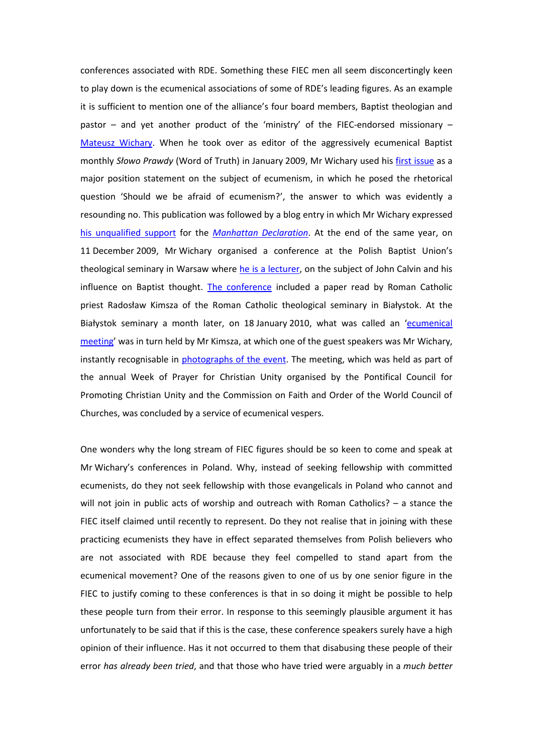conferences associated with RDE. Something these FIEC men all seem disconcertingly keen to play down is the ecumenical associations of some of RDE's leading figures. As an example it is sufficient to mention one of the alliance's four board members, Baptist theologian and pastor – and yet another product of the 'ministry' of the FIEC-endorsed missionary – Mateusz Wichary. When he took over as editor of the aggressively ecumenical Baptist monthly *Słowo Prawdy* (Word of Truth) in January 2009, Mr Wichary used his first issue as a major position statement on the subject of ecumenism, in which he posed the rhetorical question 'Should we be afraid of ecumenism?', the answer to which was evidently a resounding no. This publication was followed by a blog entry in which Mr Wichary expressed his unqualified support for the *Manhattan Declaration*. At the end of the same year, on 11 December 2009, Mr Wichary organised a conference at the Polish Baptist Union's theological seminary in Warsaw where he is a lecturer, on the subject of John Calvin and his influence on Baptist thought. The conference included a paper read by Roman Catholic priest Radosław Kimsza of the Roman Catholic theological seminary in Białystok. At the Białystok seminary a month later, on 18 January 2010, what was called an 'ecumenical meeting' was in turn held by Mr Kimsza, at which one of the guest speakers was Mr Wichary, instantly recognisable in photographs of the event. The meeting, which was held as part of the annual Week of Prayer for Christian Unity organised by the Pontifical Council for Promoting Christian Unity and the Commission on Faith and Order of the World Council of Churches, was concluded by a service of ecumenical vespers.

One wonders why the long stream of FIEC figures should be so keen to come and speak at Mr Wichary's conferences in Poland. Why, instead of seeking fellowship with committed ecumenists, do they not seek fellowship with those evangelicals in Poland who cannot and will not join in public acts of worship and outreach with Roman Catholics? – a stance the FIEC itself claimed until recently to represent. Do they not realise that in joining with these practicing ecumenists they have in effect separated themselves from Polish believers who are not associated with RDE because they feel compelled to stand apart from the ecumenical movement? One of the reasons given to one of us by one senior figure in the FIEC to justify coming to these conferences is that in so doing it might be possible to help these people turn from their error. In response to this seemingly plausible argument it has unfortunately to be said that if this is the case, these conference speakers surely have a high opinion of their influence. Has it not occurred to them that disabusing these people of their error *has already been tried*, and that those who have tried were arguably in a *much better*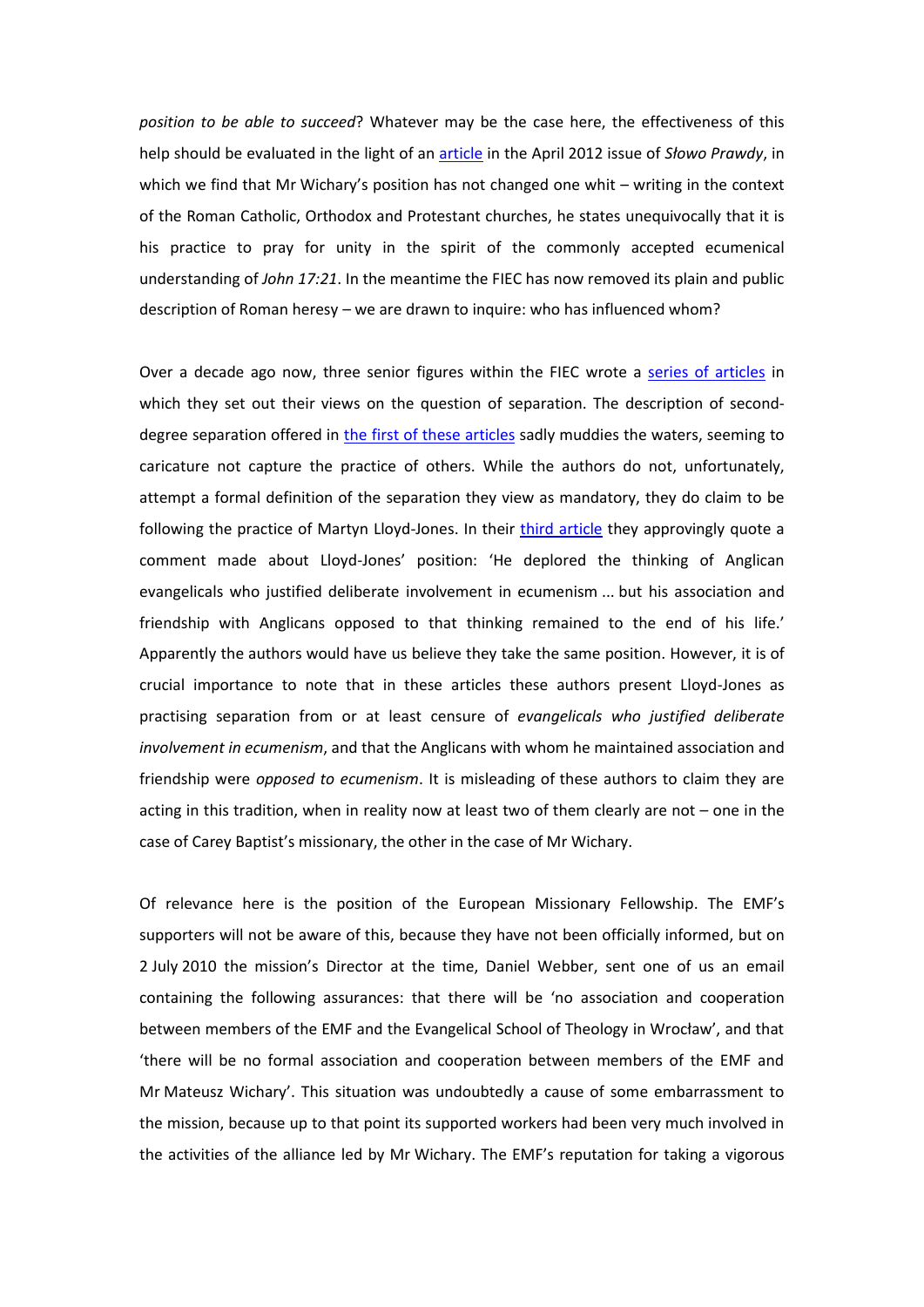*position to be able to succeed*? Whatever may be the case here, the effectiveness of this help should be evaluated in the light of an article in the April 2012 issue of *Słowo Prawdy*, in which we find that Mr Wichary's position has not changed one whit – writing in the context of the Roman Catholic, Orthodox and Protestant churches, he states unequivocally that it is his practice to pray for unity in the spirit of the commonly accepted ecumenical understanding of *John 17:21*. In the meantime the FIEC has now removed its plain and public description of Roman heresy – we are drawn to inquire: who has influenced whom?

Over a decade ago now, three senior figures within the FIEC wrote a series of articles in which they set out their views on the question of separation. The description of second-degree separation offered in the first of these articles sadly muddies the waters, seeming to caricature not capture the practice of others. While the authors do not, unfortunately, attempt a formal definition of the separation they view as mandatory, they do claim to be following the practice of Martyn Lloyd-Jones. In their third article they approvingly quote a comment made about Lloyd-Jones' position: 'He deplored the thinking of Anglican evangelicals who justified deliberate involvement in ecumenism ... but his association and friendship with Anglicans opposed to that thinking remained to the end of his life.' Apparently the authors would have us believe they take the same position. However, it is of crucial importance to note that in these articles these authors present Lloyd-Jones as practising separation from or at least censure of *evangelicals who justified deliberate involvement in ecumenism*, and that the Anglicans with whom he maintained association and friendship were *opposed to ecumenism*. It is misleading of these authors to claim they are acting in this tradition, when in reality now at least two of them clearly are not – one in the case of Carey Baptist's missionary, the other in the case of Mr Wichary.

Of relevance here is the position of the European Missionary Fellowship. The EMF's supporters will not be aware of this, because they have not been officially informed, but on 2 July 2010 the mission's Director at the time, Daniel Webber, sent one of us an email containing the following assurances: that there will be 'no association and cooperation between members of the EMF and the Evangelical School of Theology in Wrocław', and that 'there will be no formal association and cooperation between members of the EMF and Mr Mateusz Wichary'. This situation was undoubtedly a cause of some embarrassment to the mission, because up to that point its supported workers had been very much involved in the activities of the alliance led by Mr Wichary. The EMF's reputation for taking a vigorous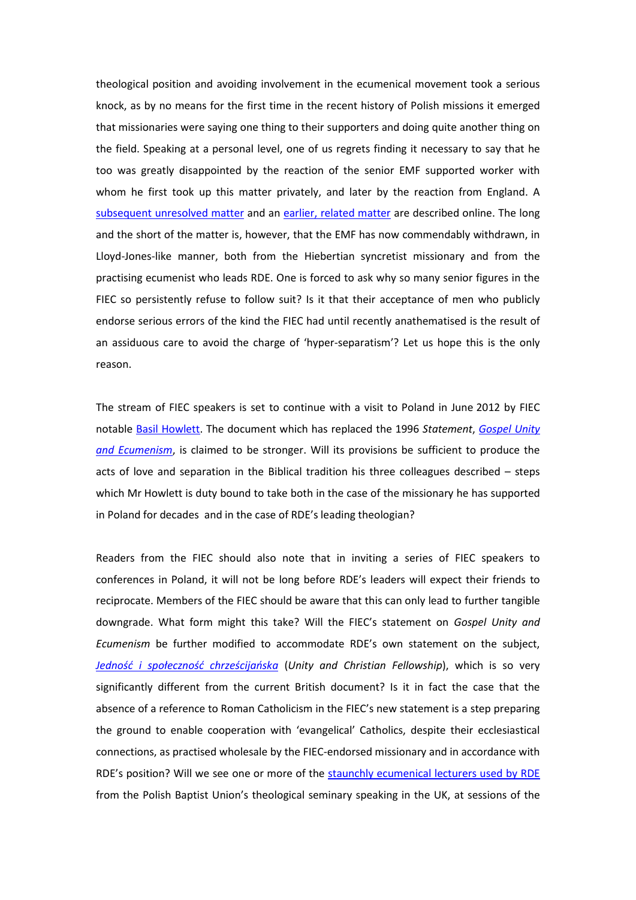theological position and avoiding involvement in the ecumenical movement took a serious knock, as by no means for the first time in the recent history of Polish missions it emerged that missionaries were saying one thing to their supporters and doing quite another thing on the field. Speaking at a personal level, one of us regrets finding it necessary to say that he too was greatly disappointed by the reaction of the senior EMF supported worker with whom he first took up this matter privately, and later by the reaction from England. A subsequent unresolved matter and an earlier, related matter are described online. The long and the short of the matter is, however, that the EMF has now commendably withdrawn, in Lloyd-Jones-like manner, both from the Hiebertian syncretist missionary and from the practising ecumenist who leads RDE. One is forced to ask why so many senior figures in the FIEC so persistently refuse to follow suit? Is it that their acceptance of men who publicly endorse serious errors of the kind the FIEC had until recently anathematised is the result of an assiduous care to avoid the charge of 'hyper-separatism'? Let us hope this is the only reason.

The stream of FIEC speakers is set to continue with a visit to Poland in June 2012 by FIEC notable Basil Howlett. The document which has replaced the 1996 *Statement*, *Gospel Unity and Ecumenism*, is claimed to be stronger. Will its provisions be sufficient to produce the acts of love and separation in the Biblical tradition his three colleagues described – steps which Mr Howlett is duty bound to take both in the case of the missionary he has supported in Poland for decades and in the case of RDE's leading theologian?

Readers from the FIEC should also note that in inviting a series of FIEC speakers to conferences in Poland, it will not be long before RDE's leaders will expect their friends to reciprocate. Members of the FIEC should be aware that this can only lead to further tangible downgrade. What form might this take? Will the FIEC's statement on *Gospel Unity and Ecumenism* be further modified to accommodate RDE's own statement on the subject, *Jedność i społeczność chrześcijańska* (*Unity and Christian Fellowship*), which is so very significantly different from the current British document? Is it in fact the case that the absence of a reference to Roman Catholicism in the FIEC's new statement is a step preparing the ground to enable cooperation with 'evangelical' Catholics, despite their ecclesiastical connections, as practised wholesale by the FIEC-endorsed missionary and in accordance with RDE's position? Will we see one or more of the staunchly ecumenical lecturers used by RDE from the Polish Baptist Union's theological seminary speaking in the UK, at sessions of the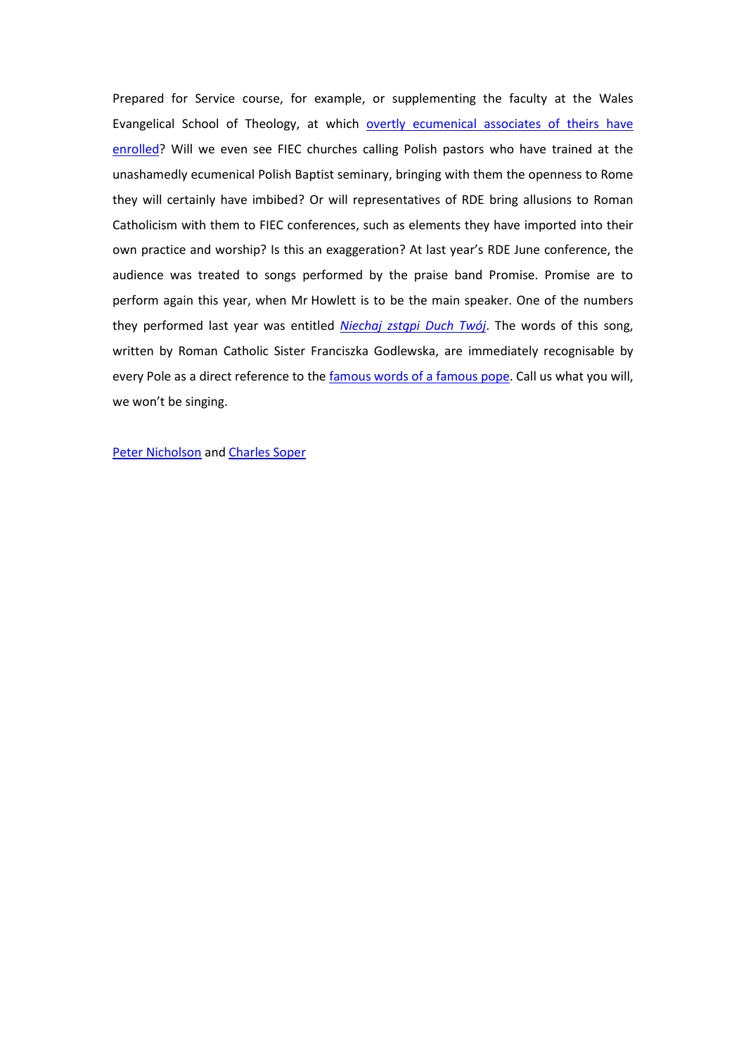Prepared for Service course, for example, or supplementing the faculty at the Wales Evangelical School of Theology, at which overtly ecumenical associates of theirs have enrolled? Will we even see FIEC churches calling Polish pastors who have trained at the unashamedly ecumenical Polish Baptist seminary, bringing with them the openness to Rome they will certainly have imbibed? Or will representatives of RDE bring allusions to Roman Catholicism with them to FIEC conferences, such as elements they have imported into their own practice and worship? Is this an exaggeration? At last year's RDE June conference, the audience was treated to songs performed by the praise band Promise. Promise are to perform again this year, when Mr Howlett is to be the main speaker. One of the numbers they performed last year was entitled *Niechaj zstąpi Duch Twój*. The words of this song, written by Roman Catholic Sister Franciszka Godlewska, are immediately recognisable by every Pole as a direct reference to the famous words of a famous pope. Call us what you will, we won't be singing.

Peter Nicholson and Charles Soper